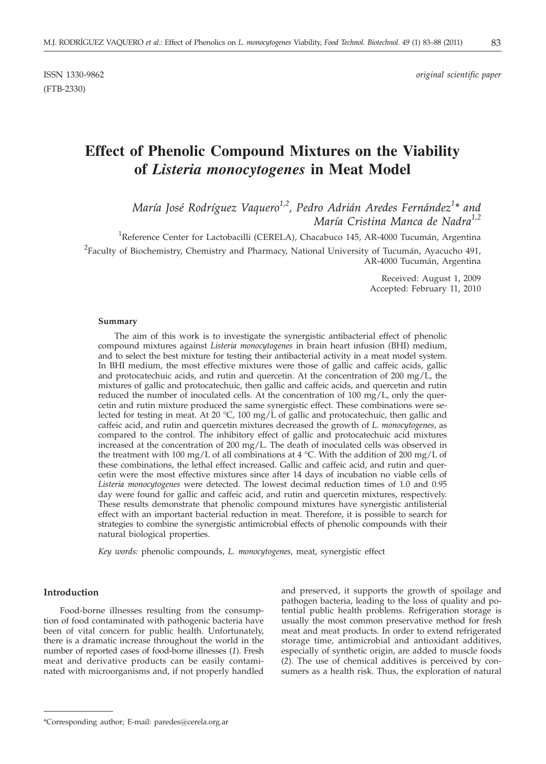ISSN 1330-9862 *original scientific paper*

(FTB-2330)

# Effect of Phenolic Compound Mixtures on the Viability of *Listeria monocytogenes* in Meat Model

*María José Rodríguez Vaquero[1,2], Pedro Adrián Aredes Fernández[1]\* and María Cristina Manca de Nadra[1,2]*

[1]Reference Center for Lactobacilli (CERELA), Chacabuco 145, AR-4000 Tucumán, Argentina

[2]Faculty of Biochemistry, Chemistry and Pharmacy, National University of Tucumán, Ayacucho 491, AR-4000 Tucumán, Argentina

Received: August 1, 2009
Accepted: February 11, 2010

### Summary

The aim of this work is to investigate the synergistic antibacterial effect of phenolic compound mixtures against *Listeria monocytogenes* in brain heart infusion (BHI) medium, and to select the best mixture for testing their antibacterial activity in a meat model system. In BHI medium, the most effective mixtures were those of gallic and caffeic acids, gallic and protocatechuic acids, and rutin and quercetin. At the concentration of 200 mg/L, the mixtures of gallic and protocatechuic, then gallic and caffeic acids, and quercetin and rutin reduced the number of inoculated cells. At the concentration of 100 mg/L, only the quercetin and rutin mixture produced the same synergistic effect. These combinations were selected for testing in meat. At 20 °C, 100 mg/L of gallic and protocatechuic, then gallic and caffeic acid, and rutin and quercetin mixtures decreased the growth of *L. monocytogenes*, as compared to the control. The inhibitory effect of gallic and protocatechuic acid mixtures increased at the concentration of 200 mg/L. The death of inoculated cells was observed in the treatment with 100 mg/L of all combinations at 4 °C. With the addition of 200 mg/L of these combinations, the lethal effect increased. Gallic and caffeic acid, and rutin and quercetin were the most effective mixtures since after 14 days of incubation no viable cells of *Listeria monocytogenes* were detected. The lowest decimal reduction times of 1.0 and 0.95 day were found for gallic and caffeic acid, and rutin and quercetin mixtures, respectively. These results demonstrate that phenolic compound mixtures have synergistic antilisterial effect with an important bacterial reduction in meat. Therefore, it is possible to search for strategies to combine the synergistic antimicrobial effects of phenolic compounds with their natural biological properties.

*Key words:* phenolic compounds, *L. monocytogenes*, meat, synergistic effect

### Introduction

Food-borne illnesses resulting from the consumption of food contaminated with pathogenic bacteria have been of vital concern for public health. Unfortunately, there is a dramatic increase throughout the world in the number of reported cases of food-borne illnesses (*1*). Fresh meat and derivative products can be easily contaminated with microorganisms and, if not properly handled and preserved, it supports the growth of spoilage and pathogen bacteria, leading to the loss of quality and potential public health problems. Refrigeration storage is usually the most common preservative method for fresh meat and meat products. In order to extend refrigerated storage time, antimicrobial and antioxidant additives, especially of synthetic origin, are added to muscle foods (*2*). The use of chemical additives is perceived by consumers as a health risk. Thus, the exploration of natural

\*Corresponding author; E-mail: paredes@cerela.org.ar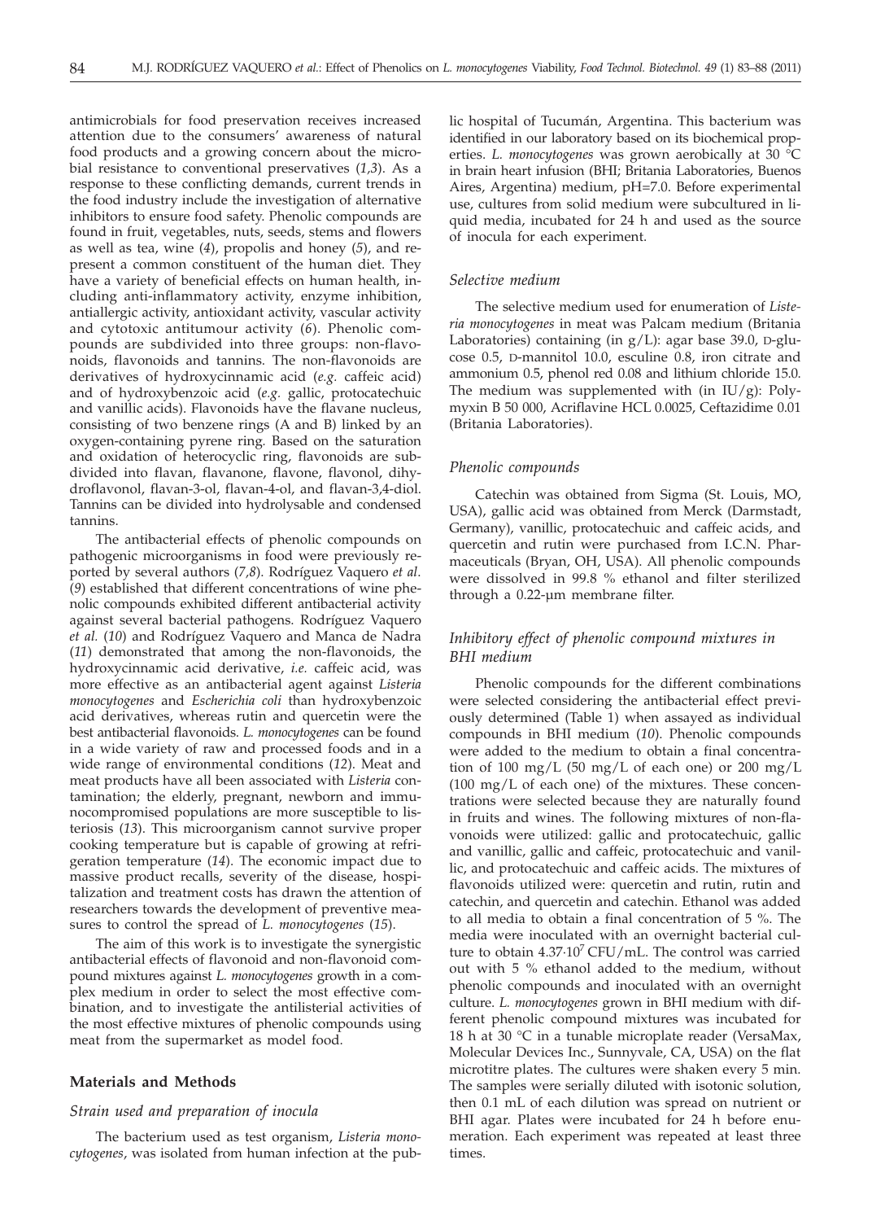antimicrobials for food preservation receives increased attention due to the consumers' awareness of natural food products and a growing concern about the microbial resistance to conventional preservatives (*1,3*). As a response to these conflicting demands, current trends in the food industry include the investigation of alternative inhibitors to ensure food safety. Phenolic compounds are found in fruit, vegetables, nuts, seeds, stems and flowers as well as tea, wine (*4*), propolis and honey (*5*), and represent a common constituent of the human diet. They have a variety of beneficial effects on human health, including anti-inflammatory activity, enzyme inhibition, antiallergic activity, antioxidant activity, vascular activity and cytotoxic antitumour activity (*6*). Phenolic compounds are subdivided into three groups: non-flavonoids, flavonoids and tannins. The non-flavonoids are derivatives of hydroxycinnamic acid (*e.g.* caffeic acid) and of hydroxybenzoic acid (*e.g.* gallic, protocatechuic and vanillic acids). Flavonoids have the flavane nucleus, consisting of two benzene rings (A and B) linked by an oxygen-containing pyrene ring. Based on the saturation and oxidation of heterocyclic ring, flavonoids are subdivided into flavan, flavanone, flavone, flavonol, dihydroflavonol, flavan-3-ol, flavan-4-ol, and flavan-3,4-diol. Tannins can be divided into hydrolysable and condensed tannins.

The antibacterial effects of phenolic compounds on pathogenic microorganisms in food were previously reported by several authors (*7,8*). Rodríguez Vaquero *et al*. (*9*) established that different concentrations of wine phenolic compounds exhibited different antibacterial activity against several bacterial pathogens. Rodríguez Vaquero *et al.* (*10*) and Rodríguez Vaquero and Manca de Nadra (*11*) demonstrated that among the non-flavonoids, the hydroxycinnamic acid derivative, *i.e.* caffeic acid, was more effective as an antibacterial agent against *Listeria monocytogenes* and *Escherichia coli* than hydroxybenzoic acid derivatives, whereas rutin and quercetin were the best antibacterial flavonoids. *L. monocytogenes* can be found in a wide variety of raw and processed foods and in a wide range of environmental conditions (*12*). Meat and meat products have all been associated with *Listeria* contamination; the elderly, pregnant, newborn and immunocompromised populations are more susceptible to listeriosis (*13*). This microorganism cannot survive proper cooking temperature but is capable of growing at refrigeration temperature (*14*). The economic impact due to massive product recalls, severity of the disease, hospitalization and treatment costs has drawn the attention of researchers towards the development of preventive measures to control the spread of *L. monocytogenes* (*15*).

The aim of this work is to investigate the synergistic antibacterial effects of flavonoid and non-flavonoid compound mixtures against *L. monocytogenes* growth in a complex medium in order to select the most effective combination, and to investigate the antilisterial activities of the most effective mixtures of phenolic compounds using meat from the supermarket as model food.

## Materials and Methods

### *Strain used and preparation of inocula*

The bacterium used as test organism, *Listeria monocytogenes*, was isolated from human infection at the public hospital of Tucumán, Argentina. This bacterium was identified in our laboratory based on its biochemical properties. *L. monocytogenes* was grown aerobically at 30 °C in brain heart infusion (BHI; Britania Laboratories, Buenos Aires, Argentina) medium, pH=7.0. Before experimental use, cultures from solid medium were subcultured in liquid media, incubated for 24 h and used as the source of inocula for each experiment.

### *Selective medium*

The selective medium used for enumeration of *Listeria monocytogenes* in meat was Palcam medium (Britania Laboratories) containing (in g/L): agar base 39.0, D-glucose 0.5, D-mannitol 10.0, esculine 0.8, iron citrate and ammonium 0.5, phenol red 0.08 and lithium chloride 15.0. The medium was supplemented with (in IU/g): Polymyxin B 50 000, Acriflavine HCL 0.0025, Ceftazidime 0.01 (Britania Laboratories).

### *Phenolic compounds*

Catechin was obtained from Sigma (St. Louis, MO, USA), gallic acid was obtained from Merck (Darmstadt, Germany), vanillic, protocatechuic and caffeic acids, and quercetin and rutin were purchased from I.C.N. Pharmaceuticals (Bryan, OH, USA). All phenolic compounds were dissolved in 99.8 % ethanol and filter sterilized through a 0.22-μm membrane filter.

### *Inhibitory effect of phenolic compound mixtures in BHI medium*

Phenolic compounds for the different combinations were selected considering the antibacterial effect previously determined (Table 1) when assayed as individual compounds in BHI medium (*10*). Phenolic compounds were added to the medium to obtain a final concentration of 100 mg/L (50 mg/L of each one) or 200 mg/L (100 mg/L of each one) of the mixtures. These concentrations were selected because they are naturally found in fruits and wines. The following mixtures of non-flavonoids were utilized: gallic and protocatechuic, gallic and vanillic, gallic and caffeic, protocatechuic and vanillic, and protocatechuic and caffeic acids. The mixtures of flavonoids utilized were: quercetin and rutin, rutin and catechin, and quercetin and catechin. Ethanol was added to all media to obtain a final concentration of 5 %. The media were inoculated with an overnight bacterial culture to obtain $4.37 \cdot 10^7$ CFU/mL. The control was carried out with 5 % ethanol added to the medium, without phenolic compounds and inoculated with an overnight culture. *L. monocytogenes* grown in BHI medium with different phenolic compound mixtures was incubated for 18 h at 30 °C in a tunable microplate reader (VersaMax, Molecular Devices Inc., Sunnyvale, CA, USA) on the flat microtitre plates. The cultures were shaken every 5 min. The samples were serially diluted with isotonic solution, then 0.1 mL of each dilution was spread on nutrient or BHI agar. Plates were incubated for 24 h before enumeration. Each experiment was repeated at least three times.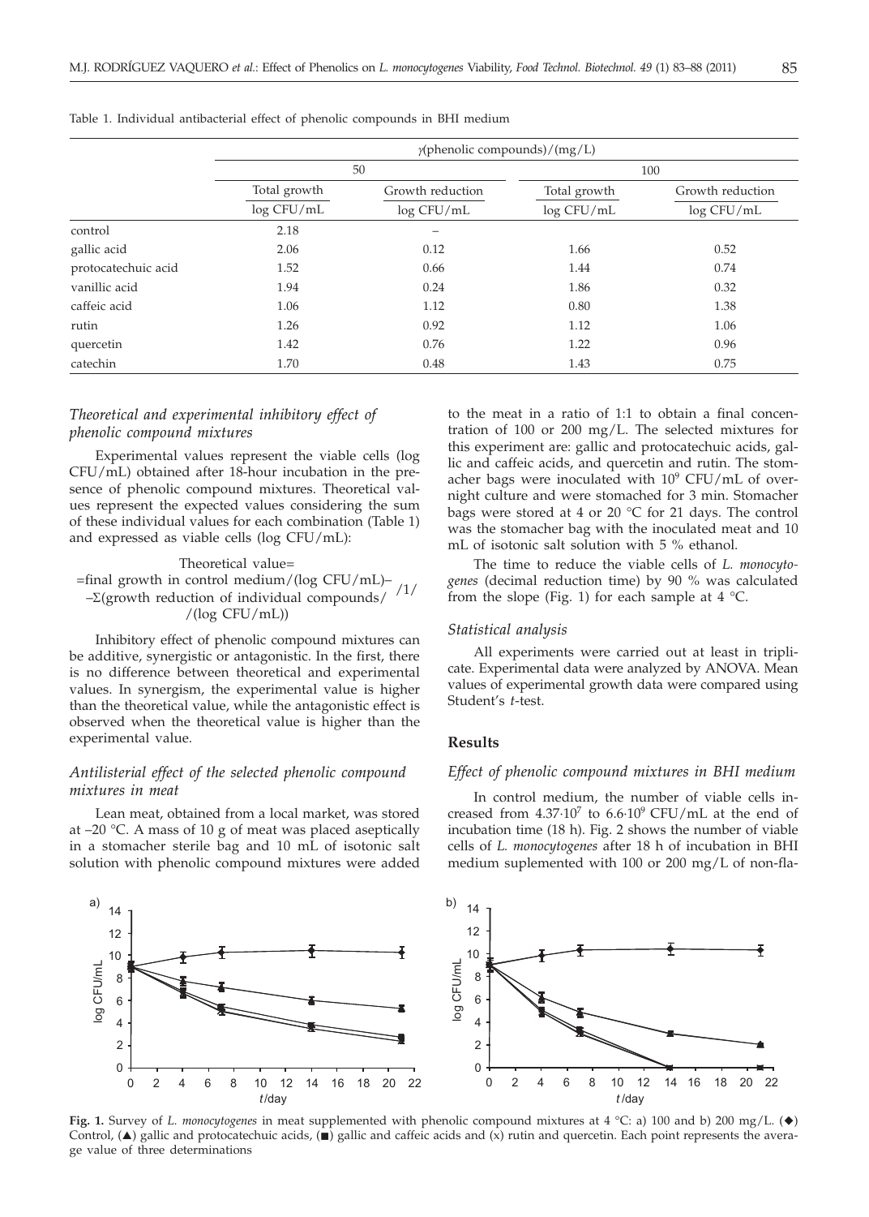Table 1. Individual antibacterial effect of phenolic compounds in BHI medium

| | γ(phenolic compounds)/(mg/L) | | | |
|---|---|---|---|---|
| | 50 | | 100 | |
| | Total growth | Growth reduction | Total growth | Growth reduction |
| | log CFU/mL | log CFU/mL | log CFU/mL | log CFU/mL |
| control | 2.18 | – | | |
| gallic acid | 2.06 | 0.12 | 1.66 | 0.52 |
| protocatechuic acid | 1.52 | 0.66 | 1.44 | 0.74 |
| vanillic acid | 1.94 | 0.24 | 1.86 | 0.32 |
| caffeic acid | 1.06 | 1.12 | 0.80 | 1.38 |
| rutin | 1.26 | 0.92 | 1.12 | 1.06 |
| quercetin | 1.42 | 0.76 | 1.22 | 0.96 |
| catechin | 1.70 | 0.48 | 1.43 | 0.75 |

### *Theoretical and experimental inhibitory effect of phenolic compound mixtures*

Experimental values represent the viable cells (log CFU/mL) obtained after 18-hour incubation in the presence of phenolic compound mixtures. Theoretical values represent the expected values considering the sum of these individual values for each combination (Table 1) and expressed as viable cells (log CFU/mL):

$$\text{Theoretical value} = \text{final growth in control medium/(log CFU/mL)} - \Sigma(\text{growth reduction of individual compounds/(log CFU/mL)}) \quad /1/$$

Inhibitory effect of phenolic compound mixtures can be additive, synergistic or antagonistic. In the first, there is no difference between theoretical and experimental values. In synergism, the experimental value is higher than the theoretical value, while the antagonistic effect is observed when the theoretical value is higher than the experimental value.

### *Antilisterial effect of the selected phenolic compound mixtures in meat*

Lean meat, obtained from a local market, was stored at –20 °C. A mass of 10 g of meat was placed aseptically in a stomacher sterile bag and 10 mL of isotonic salt solution with phenolic compound mixtures were added to the meat in a ratio of 1:1 to obtain a final concentration of 100 or 200 mg/L. The selected mixtures for this experiment are: gallic and protocatechuic acids, gallic and caffeic acids, and quercetin and rutin. The stomacher bags were inoculated with $10^9$ CFU/mL of overnight culture and were stomached for 3 min. Stomacher bags were stored at 4 or 20 °C for 21 days. The control was the stomacher bag with the inoculated meat and 10 mL of isotonic salt solution with 5 % ethanol.

The time to reduce the viable cells of *L. monocytogenes* (decimal reduction time) by 90 % was calculated from the slope (Fig. 1) for each sample at 4 °C.

### *Statistical analysis*

All experiments were carried out at least in triplicate. Experimental data were analyzed by ANOVA. Mean values of experimental growth data were compared using Student's *t*-test.

## Results

### *Effect of phenolic compound mixtures in BHI medium*

In control medium, the number of viable cells increased from $4.37 \cdot 10^7$ to $6.6 \cdot 10^9$ CFU/mL at the end of incubation time (18 h). Fig. 2 shows the number of viable cells of *L. monocytogenes* after 18 h of incubation in BHI medium suplemented with 100 or 200 mg/L of non-fla-

**Fig. 1.** Survey of *L. monocytogenes* in meat supplemented with phenolic compound mixtures at 4 °C: a) 100 and b) 200 mg/L. (◆) Control, (▲) gallic and protocatechuic acids, (■) gallic and caffeic acids and (x) rutin and quercetin. Each point represents the average value of three determinations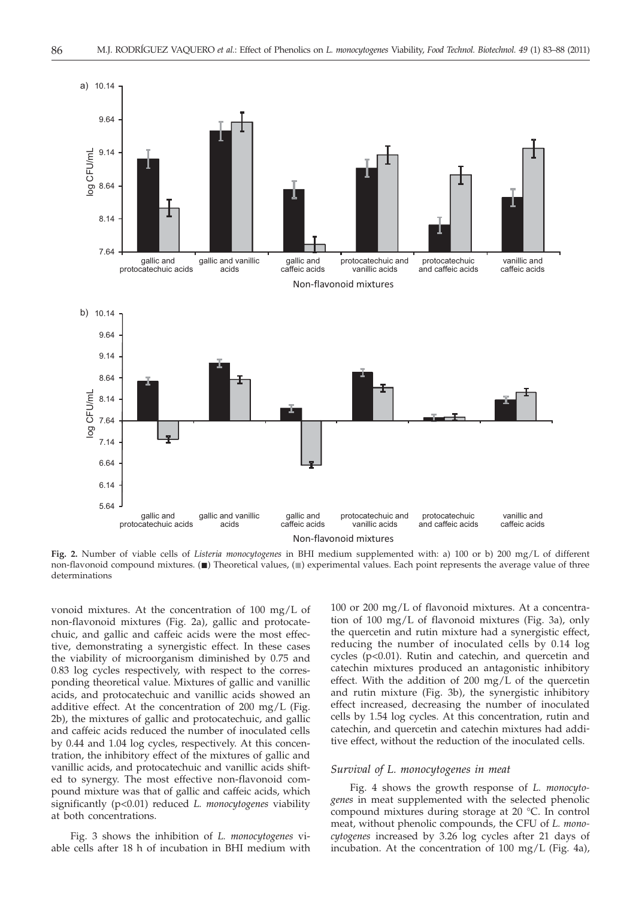**Fig. 2.** Number of viable cells of *Listeria monocytogenes* in BHI medium supplemented with: a) 100 or b) 200 mg/L of different non-flavonoid compound mixtures. (■) Theoretical values, (■) experimental values. Each point represents the average value of three determinations

vonoid mixtures. At the concentration of 100 mg/L of non-flavonoid mixtures (Fig. 2a), gallic and protocatechuic, and gallic and caffeic acids were the most effective, demonstrating a synergistic effect. In these cases the viability of microorganism diminished by 0.75 and 0.83 log cycles respectively, with respect to the corresponding theoretical value. Mixtures of gallic and vanillic acids, and protocatechuic and vanillic acids showed an additive effect. At the concentration of 200 mg/L (Fig. 2b), the mixtures of gallic and protocatechuic, and gallic and caffeic acids reduced the number of inoculated cells by 0.44 and 1.04 log cycles, respectively. At this concentration, the inhibitory effect of the mixtures of gallic and vanillic acids, and protocatechuic and vanillic acids shifted to synergy. The most effective non-flavonoid compound mixture was that of gallic and caffeic acids, which significantly ($p<0.01$) reduced *L. monocytogenes* viability at both concentrations.

Fig. 3 shows the inhibition of *L. monocytogenes* viable cells after 18 h of incubation in BHI medium with 100 or 200 mg/L of flavonoid mixtures. At a concentration of 100 mg/L of flavonoid mixtures (Fig. 3a), only the quercetin and rutin mixture had a synergistic effect, reducing the number of inoculated cells by 0.14 log cycles ($p<0.01$). Rutin and catechin, and quercetin and catechin mixtures produced an antagonistic inhibitory effect. With the addition of 200 mg/L of the quercetin and rutin mixture (Fig. 3b), the synergistic inhibitory effect increased, decreasing the number of inoculated cells by 1.54 log cycles. At this concentration, rutin and catechin, and quercetin and catechin mixtures had additive effect, without the reduction of the inoculated cells.

### *Survival of L. monocytogenes in meat*

Fig. 4 shows the growth response of *L. monocytogenes* in meat supplemented with the selected phenolic compound mixtures during storage at 20 °C. In control meat, without phenolic compounds, the CFU of *L. monocytogenes* increased by 3.26 log cycles after 21 days of incubation. At the concentration of 100 mg/L (Fig. 4a),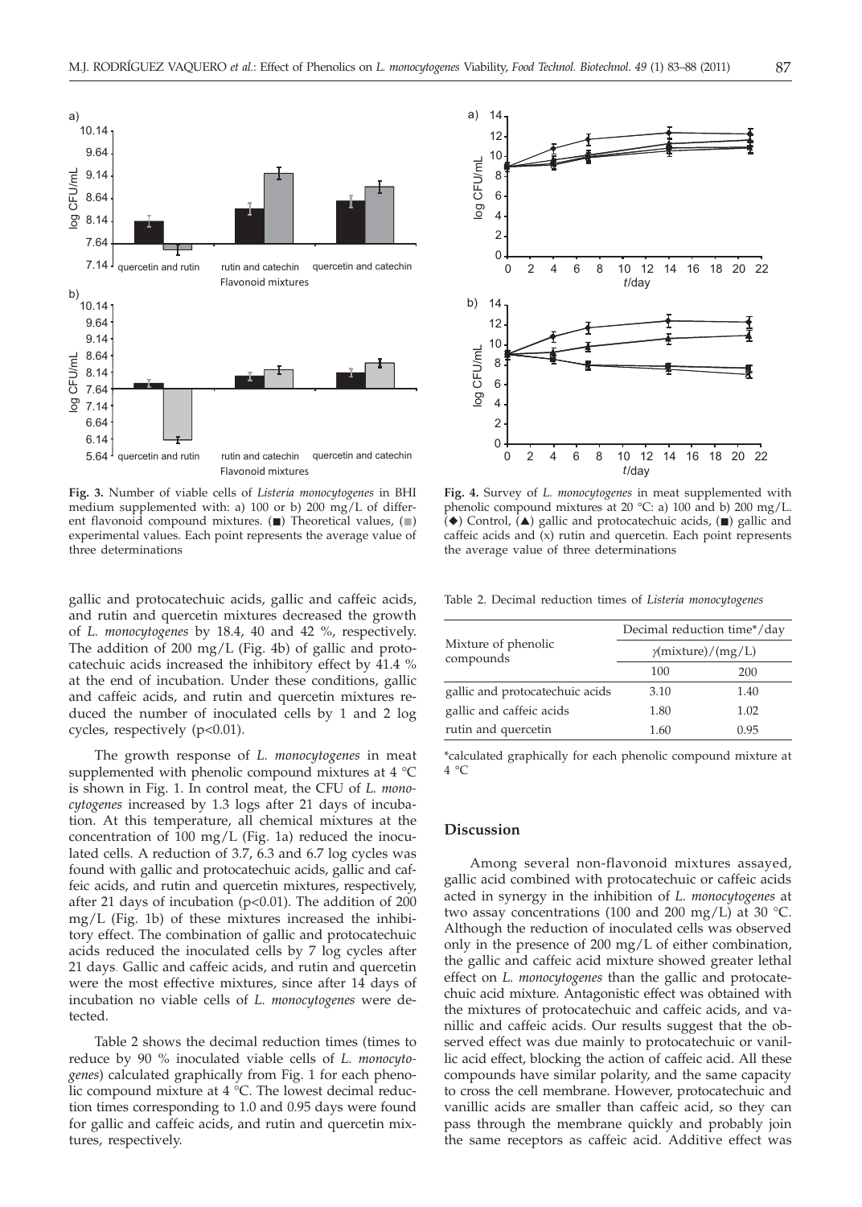**Fig. 3.** Number of viable cells of *Listeria monocytogenes* in BHI medium supplemented with: a) 100 or b) 200 mg/L of different flavonoid compound mixtures. (■) Theoretical values, (■) experimental values. Each point represents the average value of three determinations

**Fig. 4.** Survey of *L. monocytogenes* in meat supplemented with phenolic compound mixtures at 20 °C: a) 100 and b) 200 mg/L. (◆) Control, (▲) gallic and protocatechuic acids, (■) gallic and caffeic acids and (x) rutin and quercetin. Each point represents the average value of three determinations

gallic and protocatechuic acids, gallic and caffeic acids, and rutin and quercetin mixtures decreased the growth of *L. monocytogenes* by 18.4, 40 and 42 %, respectively. The addition of 200 mg/L (Fig. 4b) of gallic and protocatechuic acids increased the inhibitory effect by 41.4 % at the end of incubation. Under these conditions, gallic and caffeic acids, and rutin and quercetin mixtures reduced the number of inoculated cells by 1 and 2 log cycles, respectively ($p<0.01$).

The growth response of *L. monocytogenes* in meat supplemented with phenolic compound mixtures at 4 °C is shown in Fig. 1. In control meat, the CFU of *L. monocytogenes* increased by 1.3 logs after 21 days of incubation. At this temperature, all chemical mixtures at the concentration of 100 mg/L (Fig. 1a) reduced the inoculated cells. A reduction of 3.7, 6.3 and 6.7 log cycles was found with gallic and protocatechuic acids, gallic and caffeic acids, and rutin and quercetin mixtures, respectively, after 21 days of incubation ($p<0.01$). The addition of 200 mg/L (Fig. 1b) of these mixtures increased the inhibitory effect. The combination of gallic and protocatechuic acids reduced the inoculated cells by 7 log cycles after 21 days. Gallic and caffeic acids, and rutin and quercetin were the most effective mixtures, since after 14 days of incubation no viable cells of *L. monocytogenes* were detected.

Table 2 shows the decimal reduction times (times to reduce by 90 % inoculated viable cells of *L. monocytogenes*) calculated graphically from Fig. 1 for each phenolic compound mixture at 4 °C. The lowest decimal reduction times corresponding to 1.0 and 0.95 days were found for gallic and caffeic acids, and rutin and quercetin mixtures, respectively.

Table 2. Decimal reduction times of *Listeria monocytogenes*

| Mixture of phenolic compounds | Decimal reduction time*/day | |
|---|---|---|
| | $\gamma$(mixture)/(mg/L) | |
| | 100 | 200 |
| gallic and protocatechuic acids | 3.10 | 1.40 |
| gallic and caffeic acids | 1.80 | 1.02 |
| rutin and quercetin | 1.60 | 0.95 |

*calculated graphically for each phenolic compound mixture at 4 °C

## Discussion

Among several non-flavonoid mixtures assayed, gallic acid combined with protocatechuic or caffeic acids acted in synergy in the inhibition of *L. monocytogenes* at two assay concentrations (100 and 200 mg/L) at 30 °C. Although the reduction of inoculated cells was observed only in the presence of 200 mg/L of either combination, the gallic and caffeic acid mixture showed greater lethal effect on *L. monocytogenes* than the gallic and protocatechuic acid mixture. Antagonistic effect was obtained with the mixtures of protocatechuic and caffeic acids, and vanillic and caffeic acids. Our results suggest that the observed effect was due mainly to protocatechuic or vanillic acid effect, blocking the action of caffeic acid. All these compounds have similar polarity, and the same capacity to cross the cell membrane. However, protocatechuic and vanillic acids are smaller than caffeic acid, so they can pass through the membrane quickly and probably join the same receptors as caffeic acid. Additive effect was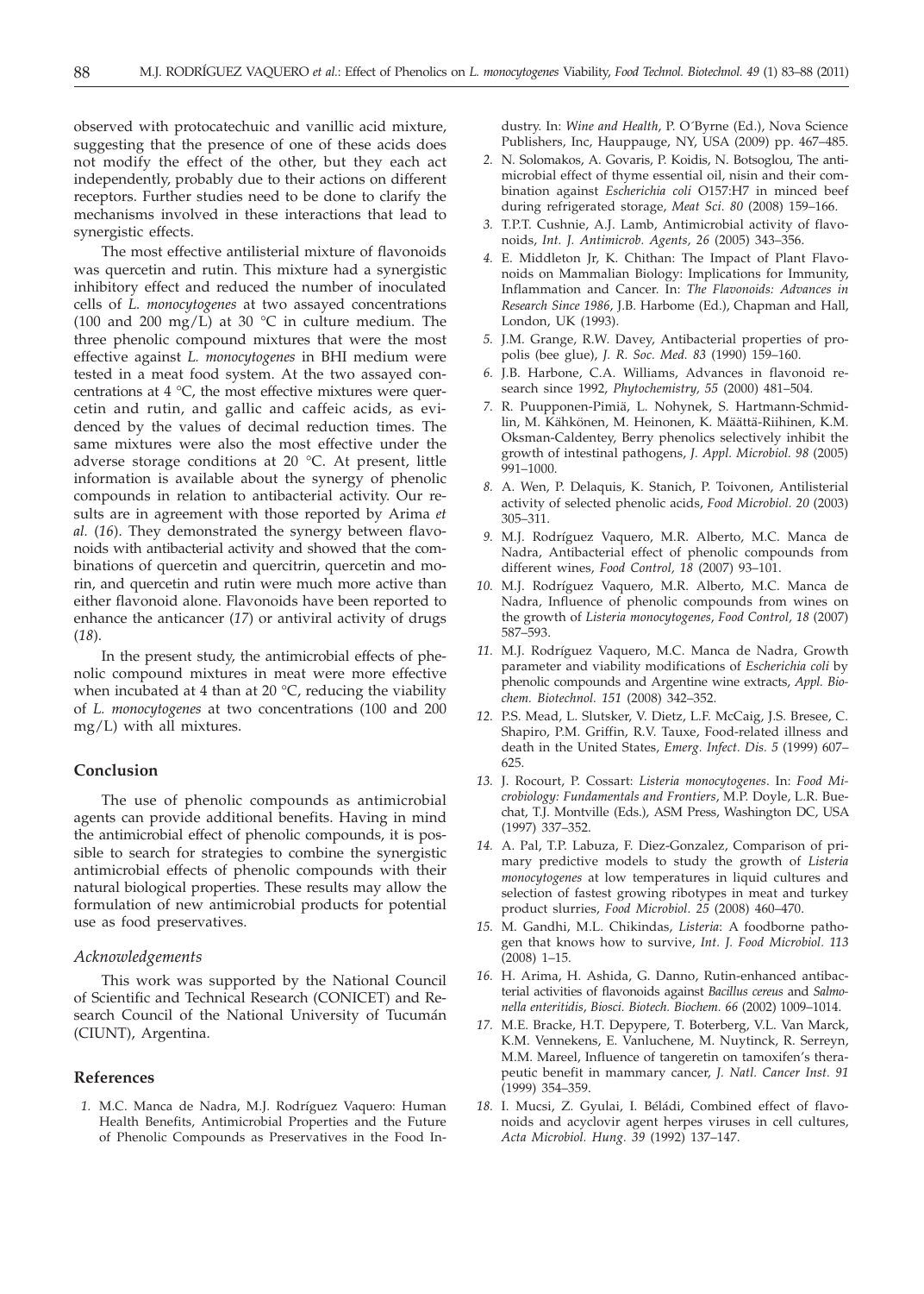observed with protocatechuic and vanillic acid mixture, suggesting that the presence of one of these acids does not modify the effect of the other, but they each act independently, probably due to their actions on different receptors. Further studies need to be done to clarify the mechanisms involved in these interactions that lead to synergistic effects.

The most effective antilisterial mixture of flavonoids was quercetin and rutin. This mixture had a synergistic inhibitory effect and reduced the number of inoculated cells of *L. monocytogenes* at two assayed concentrations (100 and 200 mg/L) at 30 °C in culture medium. The three phenolic compound mixtures that were the most effective against *L. monocytogenes* in BHI medium were tested in a meat food system. At the two assayed concentrations at 4 °C, the most effective mixtures were quercetin and rutin, and gallic and caffeic acids, as evidenced by the values of decimal reduction times. The same mixtures were also the most effective under the adverse storage conditions at 20 °C. At present, little information is available about the synergy of phenolic compounds in relation to antibacterial activity. Our results are in agreement with those reported by Arima *et al.* (*16*). They demonstrated the synergy between flavonoids with antibacterial activity and showed that the combinations of quercetin and quercitrin, quercetin and morin, and quercetin and rutin were much more active than either flavonoid alone. Flavonoids have been reported to enhance the anticancer (*17*) or antiviral activity of drugs (*18*).

In the present study, the antimicrobial effects of phenolic compound mixtures in meat were more effective when incubated at 4 than at 20 °C, reducing the viability of *L. monocytogenes* at two concentrations (100 and 200 mg/L) with all mixtures.

## Conclusion

The use of phenolic compounds as antimicrobial agents can provide additional benefits. Having in mind the antimicrobial effect of phenolic compounds, it is possible to search for strategies to combine the synergistic antimicrobial effects of phenolic compounds with their natural biological properties. These results may allow the formulation of new antimicrobial products for potential use as food preservatives.

### *Acknowledgements*

This work was supported by the National Council of Scientific and Technical Research (CONICET) and Research Council of the National University of Tucumán (CIUNT), Argentina.

## References

1. M.C. Manca de Nadra, M.J. Rodríguez Vaquero: Human Health Benefits, Antimicrobial Properties and the Future of Phenolic Compounds as Preservatives in the Food Industry. In: *Wine and Health*, P. O´Byrne (Ed.), Nova Science Publishers, Inc, Hauppauge, NY, USA (2009) pp. 467–485.
2. N. Solomakos, A. Govaris, P. Koidis, N. Botsoglou, The antimicrobial effect of thyme essential oil, nisin and their combination against *Escherichia coli* O157:H7 in minced beef during refrigerated storage, *Meat Sci. 80* (2008) 159–166.
3. T.P.T. Cushnie, A.J. Lamb, Antimicrobial activity of flavonoids, *Int. J. Antimicrob. Agents, 26* (2005) 343–356.
4. E. Middleton Jr, K. Chithan: The Impact of Plant Flavonoids on Mammalian Biology: Implications for Immunity, Inflammation and Cancer. In: *The Flavonoids: Advances in Research Since 1986*, J.B. Harbome (Ed.), Chapman and Hall, London, UK (1993).
5. J.M. Grange, R.W. Davey, Antibacterial properties of propolis (bee glue), *J. R. Soc. Med. 83* (1990) 159–160.
6. J.B. Harbone, C.A. Williams, Advances in flavonoid research since 1992, *Phytochemistry, 55* (2000) 481–504.
7. R. Puupponen-Pimiä, L. Nohynek, S. Hartmann-Schmidlin, M. Kähkönen, M. Heinonen, K. Määttä-Riihinen, K.M. Oksman-Caldentey, Berry phenolics selectively inhibit the growth of intestinal pathogens, *J. Appl. Microbiol. 98* (2005) 991–1000.
8. A. Wen, P. Delaquis, K. Stanich, P. Toivonen, Antilisterial activity of selected phenolic acids, *Food Microbiol. 20* (2003) 305–311.
9. M.J. Rodríguez Vaquero, M.R. Alberto, M.C. Manca de Nadra, Antibacterial effect of phenolic compounds from different wines, *Food Control, 18* (2007) 93–101.
10. M.J. Rodríguez Vaquero, M.R. Alberto, M.C. Manca de Nadra, Influence of phenolic compounds from wines on the growth of *Listeria monocytogenes*, *Food Control, 18* (2007) 587–593.
11. M.J. Rodríguez Vaquero, M.C. Manca de Nadra, Growth parameter and viability modifications of *Escherichia coli* by phenolic compounds and Argentine wine extracts, *Appl. Biochem. Biotechnol. 151* (2008) 342–352.
12. P.S. Mead, L. Slutsker, V. Dietz, L.F. McCaig, J.S. Bresee, C. Shapiro, P.M. Griffin, R.V. Tauxe, Food-related illness and death in the United States, *Emerg. Infect. Dis. 5* (1999) 607–625.
13. J. Rocourt, P. Cossart: *Listeria monocytogenes*. In: *Food Microbiology: Fundamentals and Frontiers*, M.P. Doyle, L.R. Beuchat, T.J. Montville (Eds.), ASM Press, Washington DC, USA (1997) 337–352.
14. A. Pal, T.P. Labuza, F. Diez-Gonzalez, Comparison of primary predictive models to study the growth of *Listeria monocytogenes* at low temperatures in liquid cultures and selection of fastest growing ribotypes in meat and turkey product slurries, *Food Microbiol. 25* (2008) 460–470.
15. M. Gandhi, M.L. Chikindas, *Listeria*: A foodborne pathogen that knows how to survive, *Int. J. Food Microbiol. 113* (2008) 1–15.
16. H. Arima, H. Ashida, G. Danno, Rutin-enhanced antibacterial activities of flavonoids against *Bacillus cereus* and *Salmonella enteritidis*, *Biosci. Biotech. Biochem. 66* (2002) 1009–1014.
17. M.E. Bracke, H.T. Depypere, T. Boterberg, V.L. Van Marck, K.M. Vennekens, E. Vanluchene, M. Nuytinck, R. Serreyn, M.M. Mareel, Influence of tangeretin on tamoxifen's therapeutic benefit in mammary cancer, *J. Natl. Cancer Inst. 91* (1999) 354–359.
18. I. Mucsi, Z. Gyulai, I. Béládi, Combined effect of flavonoids and acyclovir agent herpes viruses in cell cultures, *Acta Microbiol. Hung. 39* (1992) 137–147.